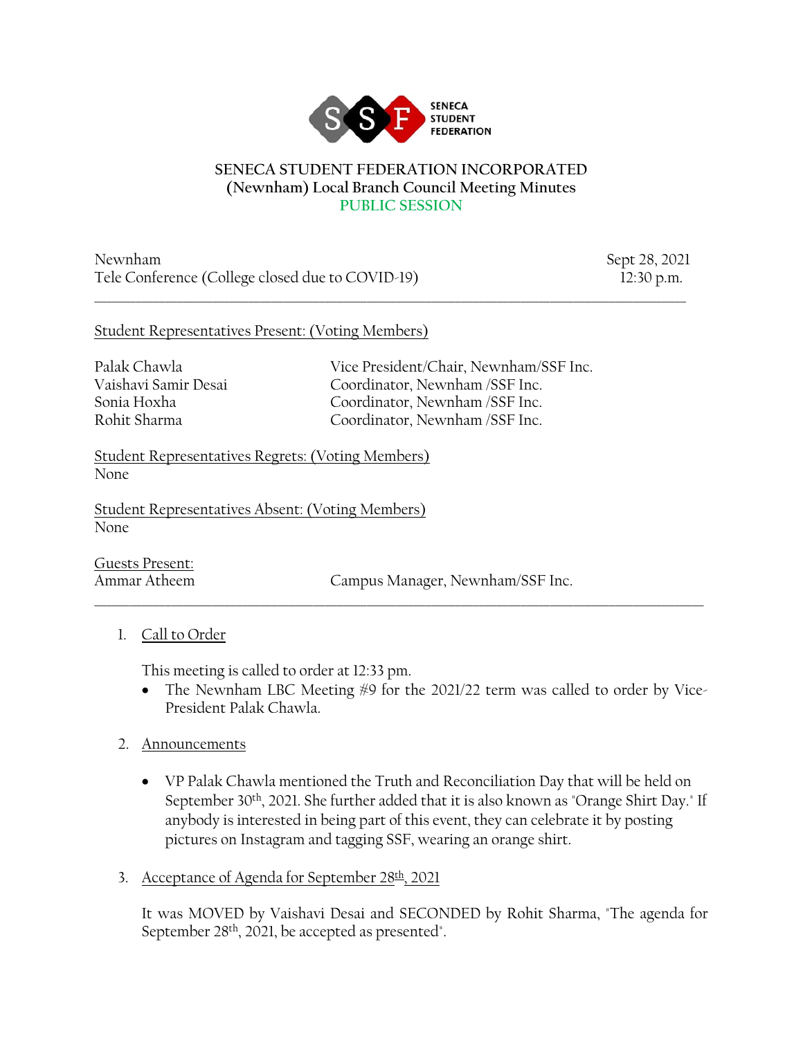**SENECA STUDENT FEDERATION INCORPORATED**
**(Newnham) Local Branch Council Meeting Minutes**
**PUBLIC SESSION**

Newnham — Sept 28, 2021
Tele Conference (College closed due to COVID-19) — 12:30 p.m.

---

Student Representatives Present: (Voting Members)

| | |
|---|---|
| Palak Chawla | Vice President/Chair, Newnham/SSF Inc. |
| Vaishavi Samir Desai | Coordinator, Newnham /SSF Inc. |
| Sonia Hoxha | Coordinator, Newnham /SSF Inc. |
| Rohit Sharma | Coordinator, Newnham /SSF Inc. |

Student Representatives Regrets: (Voting Members)
None

Student Representatives Absent: (Voting Members)
None

Guests Present:

| | |
|---|---|
| Ammar Atheem | Campus Manager, Newnham/SSF Inc. |

---

1. Call to Order

   This meeting is called to order at 12:33 pm.
   - The Newnham LBC Meeting #9 for the 2021/22 term was called to order by Vice-President Palak Chawla.

2. Announcements

   - VP Palak Chawla mentioned the Truth and Reconciliation Day that will be held on September 30th, 2021. She further added that it is also known as "Orange Shirt Day." If anybody is interested in being part of this event, they can celebrate it by posting pictures on Instagram and tagging SSF, wearing an orange shirt.

3. Acceptance of Agenda for September 28th, 2021

   It was MOVED by Vaishavi Desai and SECONDED by Rohit Sharma, "The agenda for September 28th, 2021, be accepted as presented".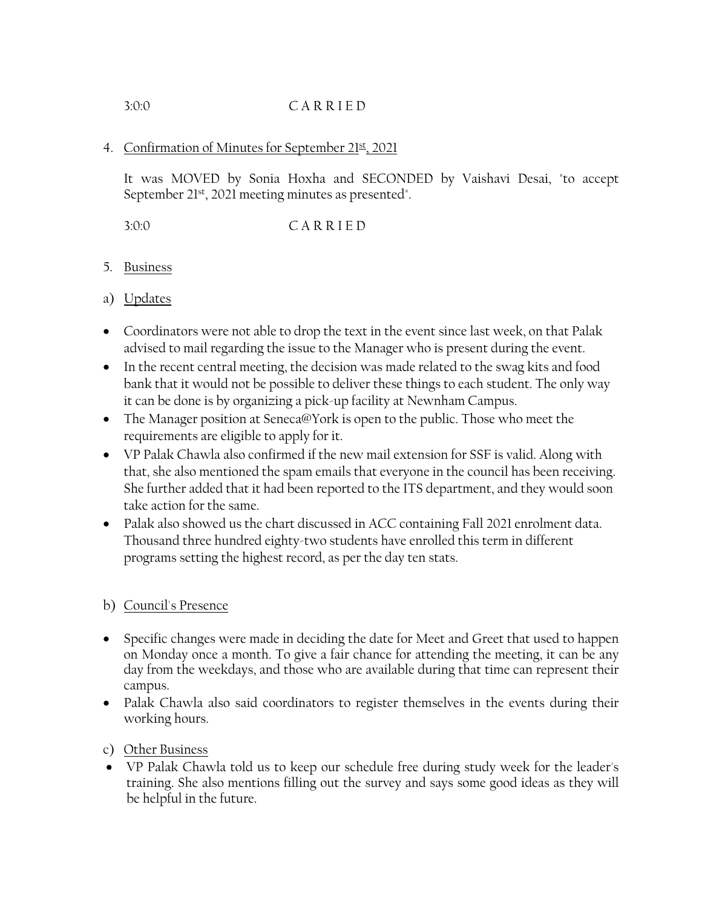3:0:0 C A R R I E D

4. Confirmation of Minutes for September 21st, 2021

   It was MOVED by Sonia Hoxha and SECONDED by Vaishavi Desai, "to accept September 21st, 2021 meeting minutes as presented".

   3:0:0 C A R R I E D

5. Business

a) Updates

- Coordinators were not able to drop the text in the event since last week, on that Palak advised to mail regarding the issue to the Manager who is present during the event.
- In the recent central meeting, the decision was made related to the swag kits and food bank that it would not be possible to deliver these things to each student. The only way it can be done is by organizing a pick-up facility at Newnham Campus.
- The Manager position at Seneca@York is open to the public. Those who meet the requirements are eligible to apply for it.
- VP Palak Chawla also confirmed if the new mail extension for SSF is valid. Along with that, she also mentioned the spam emails that everyone in the council has been receiving. She further added that it had been reported to the ITS department, and they would soon take action for the same.
- Palak also showed us the chart discussed in ACC containing Fall 2021 enrolment data. Thousand three hundred eighty-two students have enrolled this term in different programs setting the highest record, as per the day ten stats.

b) Council's Presence

- Specific changes were made in deciding the date for Meet and Greet that used to happen on Monday once a month. To give a fair chance for attending the meeting, it can be any day from the weekdays, and those who are available during that time can represent their campus.
- Palak Chawla also said coordinators to register themselves in the events during their working hours.

c) Other Business

- VP Palak Chawla told us to keep our schedule free during study week for the leader's training. She also mentions filling out the survey and says some good ideas as they will be helpful in the future.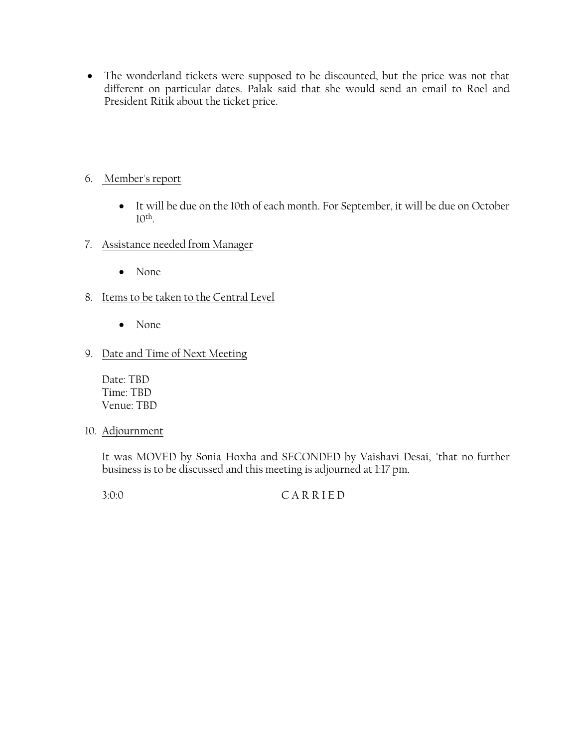- The wonderland tickets were supposed to be discounted, but the price was not that different on particular dates. Palak said that she would send an email to Roel and President Ritik about the ticket price.

6. Member's report

    - It will be due on the 10th of each month. For September, it will be due on October 10th.

7. Assistance needed from Manager

    - None

8. Items to be taken to the Central Level

    - None

9. Date and Time of Next Meeting

    Date: TBD
    Time: TBD
    Venue: TBD

10. Adjournment

    It was MOVED by Sonia Hoxha and SECONDED by Vaishavi Desai, "that no further business is to be discussed and this meeting is adjourned at 1:17 pm.

    3:0:0 C A R R I E D